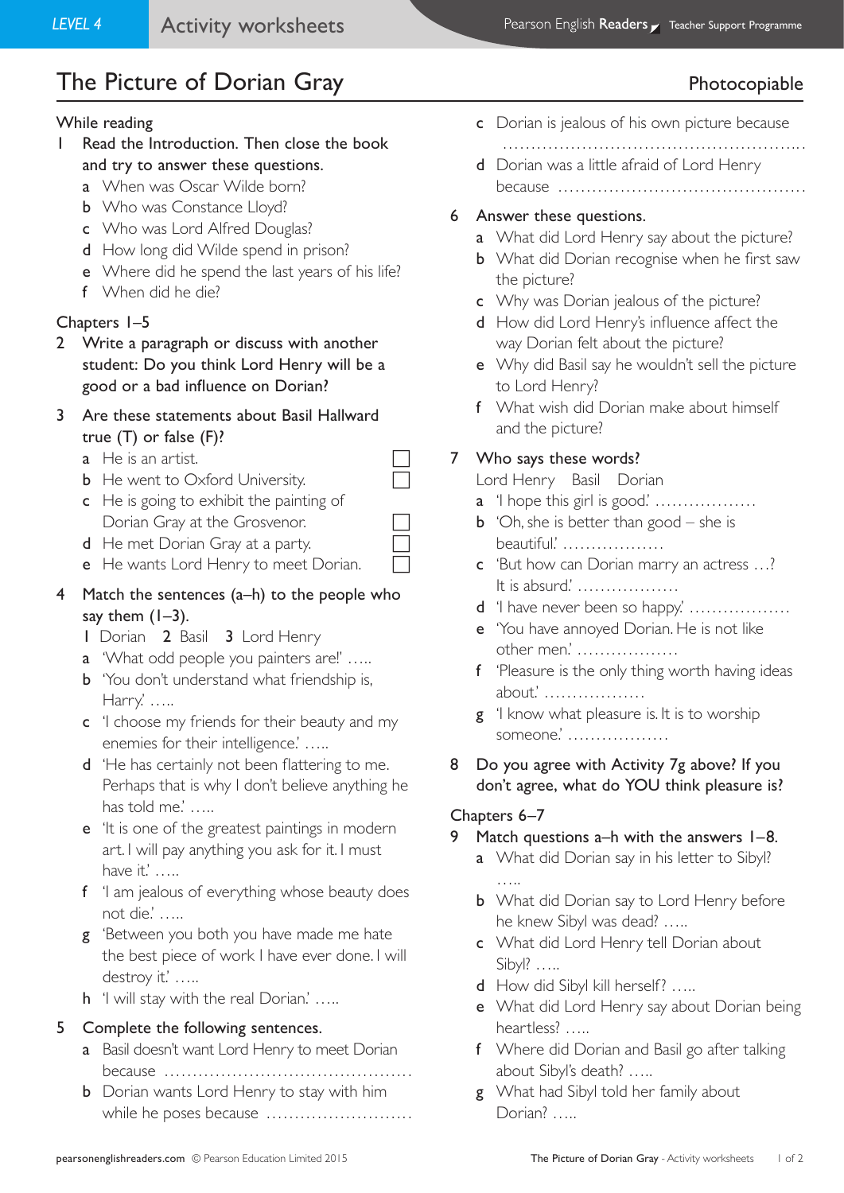# The Picture of Dorian Gray

Photocopiable

## While reading

1 Read the Introduction. Then close the book and try to answer these questions.

- a When was Oscar Wilde born?
- b Who was Constance Lloyd?
- c Who was Lord Alfred Douglas?
- d How long did Wilde spend in prison?
- e Where did he spend the last years of his life?
- f When did he die?

## Chapters 1–5

2 Write a paragraph or discuss with another student: Do you think Lord Henry will be a good or a bad influence on Dorian?

3 Are these statements about Basil Hallward true (T) or false (F)?

- a He is an artist. ☐
- b He went to Oxford University. ☐
- c He is going to exhibit the painting of Dorian Gray at the Grosvenor. ☐
- d He met Dorian Gray at a party. ☐
- e He wants Lord Henry to meet Dorian. ☐

4 Match the sentences (a–h) to the people who say them (1–3).

1 Dorian 2 Basil 3 Lord Henry

- a 'What odd people you painters are!' …..
- b 'You don't understand what friendship is, Harry.' …..
- c 'I choose my friends for their beauty and my enemies for their intelligence.' …..
- d 'He has certainly not been flattering to me. Perhaps that is why I don't believe anything he has told me.' …..
- e 'It is one of the greatest paintings in modern art. I will pay anything you ask for it. I must have it.' …..
- f 'I am jealous of everything whose beauty does not die.' …..
- g 'Between you both you have made me hate the best piece of work I have ever done. I will destroy it.' …..
- h 'I will stay with the real Dorian.' …..

5 Complete the following sentences.

- a Basil doesn't want Lord Henry to meet Dorian because ……………………………………………
- b Dorian wants Lord Henry to stay with him while he poses because ………………………
- c Dorian is jealous of his own picture because ………………………………………………….
- d Dorian was a little afraid of Lord Henry because ……………………………………………

6 Answer these questions.

- a What did Lord Henry say about the picture?
- b What did Dorian recognise when he first saw the picture?
- c Why was Dorian jealous of the picture?
- d How did Lord Henry's influence affect the way Dorian felt about the picture?
- e Why did Basil say he wouldn't sell the picture to Lord Henry?
- f What wish did Dorian make about himself and the picture?

7 Who says these words?

Lord Henry Basil Dorian

- a 'I hope this girl is good.' ………………
- b 'Oh, she is better than good – she is beautiful.' ………………
- c 'But how can Dorian marry an actress …? It is absurd.' ………………
- d 'I have never been so happy.' ………………
- e 'You have annoyed Dorian. He is not like other men.' ………………
- f 'Pleasure is the only thing worth having ideas about.' ………………
- g 'I know what pleasure is. It is to worship someone.' ………………

8 Do you agree with Activity 7g above? If you don't agree, what do YOU think pleasure is?

## Chapters 6–7

9 Match questions a–h with the answers 1–8.

- a What did Dorian say in his letter to Sibyl? …..
- b What did Dorian say to Lord Henry before he knew Sibyl was dead? …..
- c What did Lord Henry tell Dorian about Sibyl? …..
- d How did Sibyl kill herself? …..
- e What did Lord Henry say about Dorian being heartless? …..
- f Where did Dorian and Basil go after talking about Sibyl's death? …..
- g What had Sibyl told her family about Dorian? …..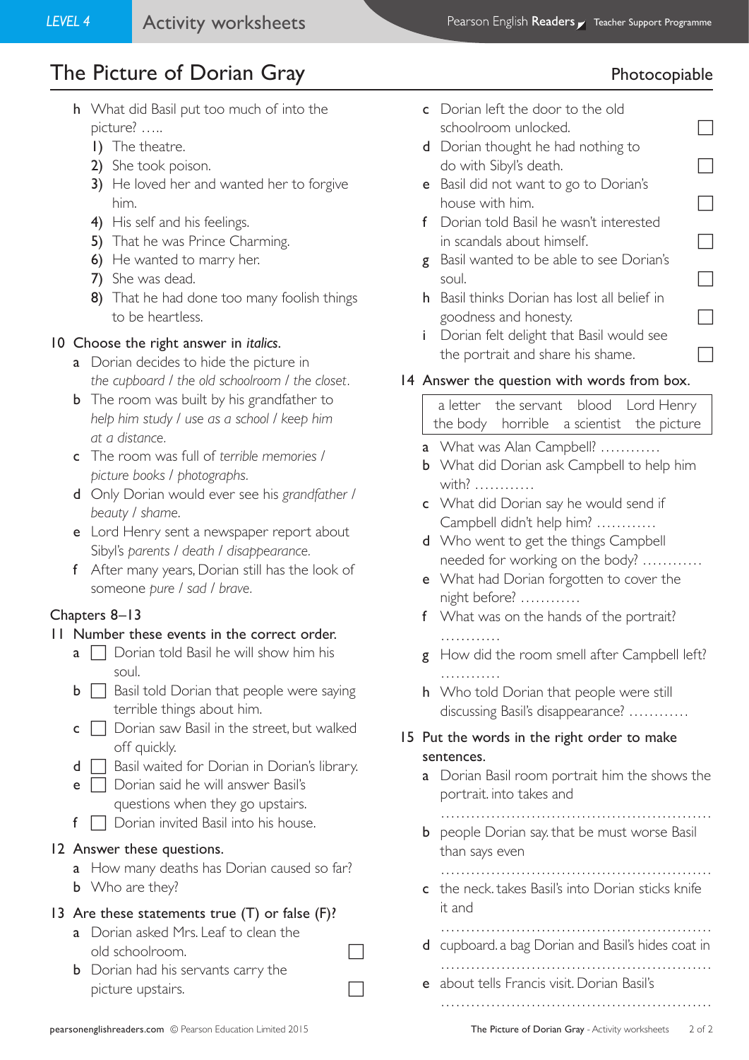# The Picture of Dorian Gray

Photocopiable

**h** What did Basil put too much of into the picture? …..

1) The theatre.
2) She took poison.
3) He loved her and wanted her to forgive him.
4) His self and his feelings.
5) That he was Prince Charming.
6) He wanted to marry her.
7) She was dead.
8) That he had done too many foolish things to be heartless.

**10** Choose the right answer in *italics*.

**a** Dorian decides to hide the picture in *the cupboard / the old schoolroom / the closet*.

**b** The room was built by his grandfather to *help him study / use as a school / keep him at a distance*.

**c** The room was full of *terrible memories / picture books / photographs*.

**d** Only Dorian would ever see his *grandfather / beauty / shame*.

**e** Lord Henry sent a newspaper report about Sibyl's *parents / death / disappearance*.

**f** After many years, Dorian still has the look of someone *pure / sad / brave*.

## Chapters 8–13

**11** Number these events in the correct order.

**a** ☐ Dorian told Basil he will show him his soul.

**b** ☐ Basil told Dorian that people were saying terrible things about him.

**c** ☐ Dorian saw Basil in the street, but walked off quickly.

**d** ☐ Basil waited for Dorian in Dorian's library.

**e** ☐ Dorian said he will answer Basil's questions when they go upstairs.

**f** ☐ Dorian invited Basil into his house.

**12** Answer these questions.

**a** How many deaths has Dorian caused so far?

**b** Who are they?

**13** Are these statements true (T) or false (F)?

**a** Dorian asked Mrs. Leaf to clean the old schoolroom. ☐

**b** Dorian had his servants carry the picture upstairs. ☐

**c** Dorian left the door to the old schoolroom unlocked. ☐

**d** Dorian thought he had nothing to do with Sibyl's death. ☐

**e** Basil did not want to go to Dorian's house with him. ☐

**f** Dorian told Basil he wasn't interested in scandals about himself. ☐

**g** Basil wanted to be able to see Dorian's soul. ☐

**h** Basil thinks Dorian has lost all belief in goodness and honesty. ☐

**i** Dorian felt delight that Basil would see the portrait and share his shame. ☐

**14** Answer the question with words from box.

| a letter | the servant | blood | Lord Henry |
|---|---|---|---|
| the body | horrible | a scientist | the picture |

**a** What was Alan Campbell? …………

**b** What did Dorian ask Campbell to help him with? …………

**c** What did Dorian say he would send if Campbell didn't help him? …………

**d** Who went to get the things Campbell needed for working on the body? …………

**e** What had Dorian forgotten to cover the night before? …………

**f** What was on the hands of the portrait? …………

**g** How did the room smell after Campbell left? …………

**h** Who told Dorian that people were still discussing Basil's disappearance? …………

**15** Put the words in the right order to make sentences.

**a** Dorian Basil room portrait him the shows the portrait. into takes and

…………………………………………………

**b** people Dorian say. that be must worse Basil than says even

…………………………………………………

**c** the neck. takes Basil's into Dorian sticks knife it and

…………………………………………………

**d** cupboard. a bag Dorian and Basil's hides coat in

…………………………………………………

**e** about tells Francis visit. Dorian Basil's

…………………………………………………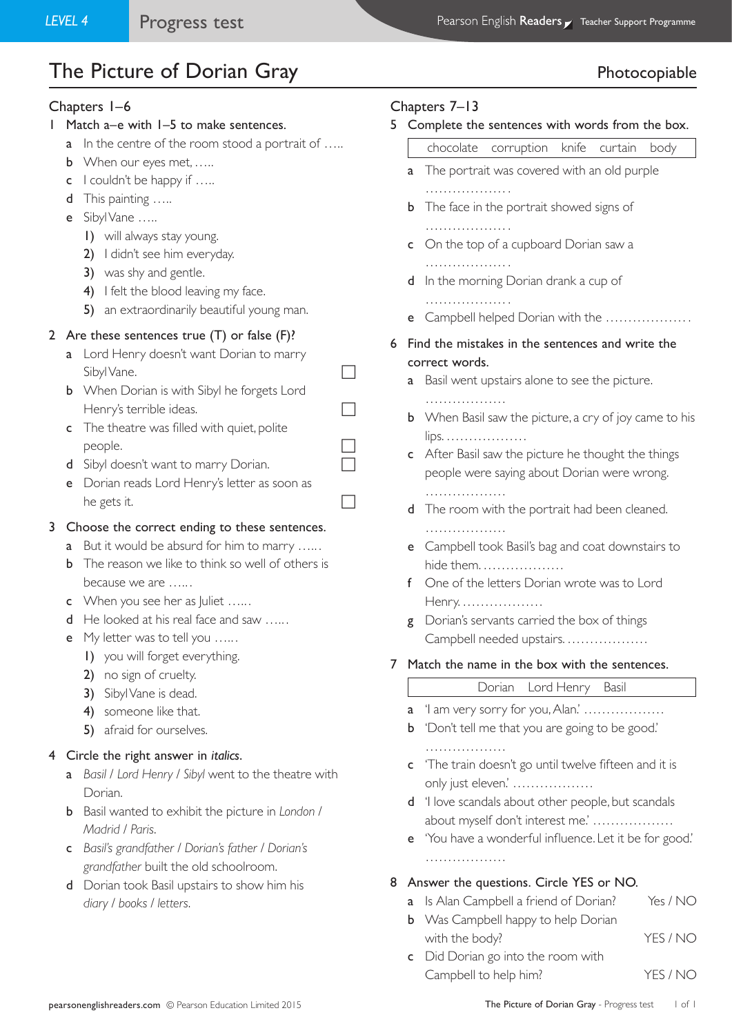# The Picture of Dorian Gray

Photocopiable

## Chapters 1–6

1 Match a–e with 1–5 to make sentences.

- a In the centre of the room stood a portrait of …..
- b When our eyes met, …..
- c I couldn't be happy if …..
- d This painting …..
- e Sibyl Vane …..

  1) will always stay young.
  2) I didn't see him everyday.
  3) was shy and gentle.
  4) I felt the blood leaving my face.
  5) an extraordinarily beautiful young man.

2 Are these sentences true (T) or false (F)?

- a Lord Henry doesn't want Dorian to marry Sibyl Vane. ☐
- b When Dorian is with Sibyl he forgets Lord Henry's terrible ideas. ☐
- c The theatre was filled with quiet, polite people. ☐
- d Sibyl doesn't want to marry Dorian. ☐
- e Dorian reads Lord Henry's letter as soon as he gets it. ☐

3 Choose the correct ending to these sentences.

- a But it would be absurd for him to marry …...
- b The reason we like to think so well of others is because we are …...
- c When you see her as Juliet …...
- d He looked at his real face and saw …...
- e My letter was to tell you …...

  1) you will forget everything.
  2) no sign of cruelty.
  3) Sibyl Vane is dead.
  4) someone like that.
  5) afraid for ourselves.

4 Circle the right answer in *italics*.

- a *Basil / Lord Henry / Sibyl* went to the theatre with Dorian.
- b Basil wanted to exhibit the picture in *London / Madrid / Paris*.
- c *Basil's grandfather / Dorian's father / Dorian's grandfather* built the old schoolroom.
- d Dorian took Basil upstairs to show him his *diary / books / letters*.

## Chapters 7–13

5 Complete the sentences with words from the box.

| chocolate corruption knife curtain body |
|---|

- a The portrait was covered with an old purple ………………
- b The face in the portrait showed signs of ………………
- c On the top of a cupboard Dorian saw a ………………
- d In the morning Dorian drank a cup of ………………
- e Campbell helped Dorian with the ………………

6 Find the mistakes in the sentences and write the correct words.

- a Basil went upstairs alone to see the picture. ………………
- b When Basil saw the picture, a cry of joy came to his lips. ………………
- c After Basil saw the picture he thought the things people were saying about Dorian were wrong. ………………
- d The room with the portrait had been cleaned. ………………
- e Campbell took Basil's bag and coat downstairs to hide them. ………………
- f One of the letters Dorian wrote was to Lord Henry. ………………
- g Dorian's servants carried the box of things Campbell needed upstairs. ………………

7 Match the name in the box with the sentences.

| Dorian Lord Henry Basil |
|---|

- a 'I am very sorry for you, Alan.' ………………
- b 'Don't tell me that you are going to be good.' ………………
- c 'The train doesn't go until twelve fifteen and it is only just eleven.' ………………
- d 'I love scandals about other people, but scandals about myself don't interest me.' ………………
- e 'You have a wonderful influence. Let it be for good.' ………………

8 Answer the questions. Circle YES or NO.

- a Is Alan Campbell a friend of Dorian? Yes / NO
- b Was Campbell happy to help Dorian with the body? YES / NO
- c Did Dorian go into the room with Campbell to help him? YES / NO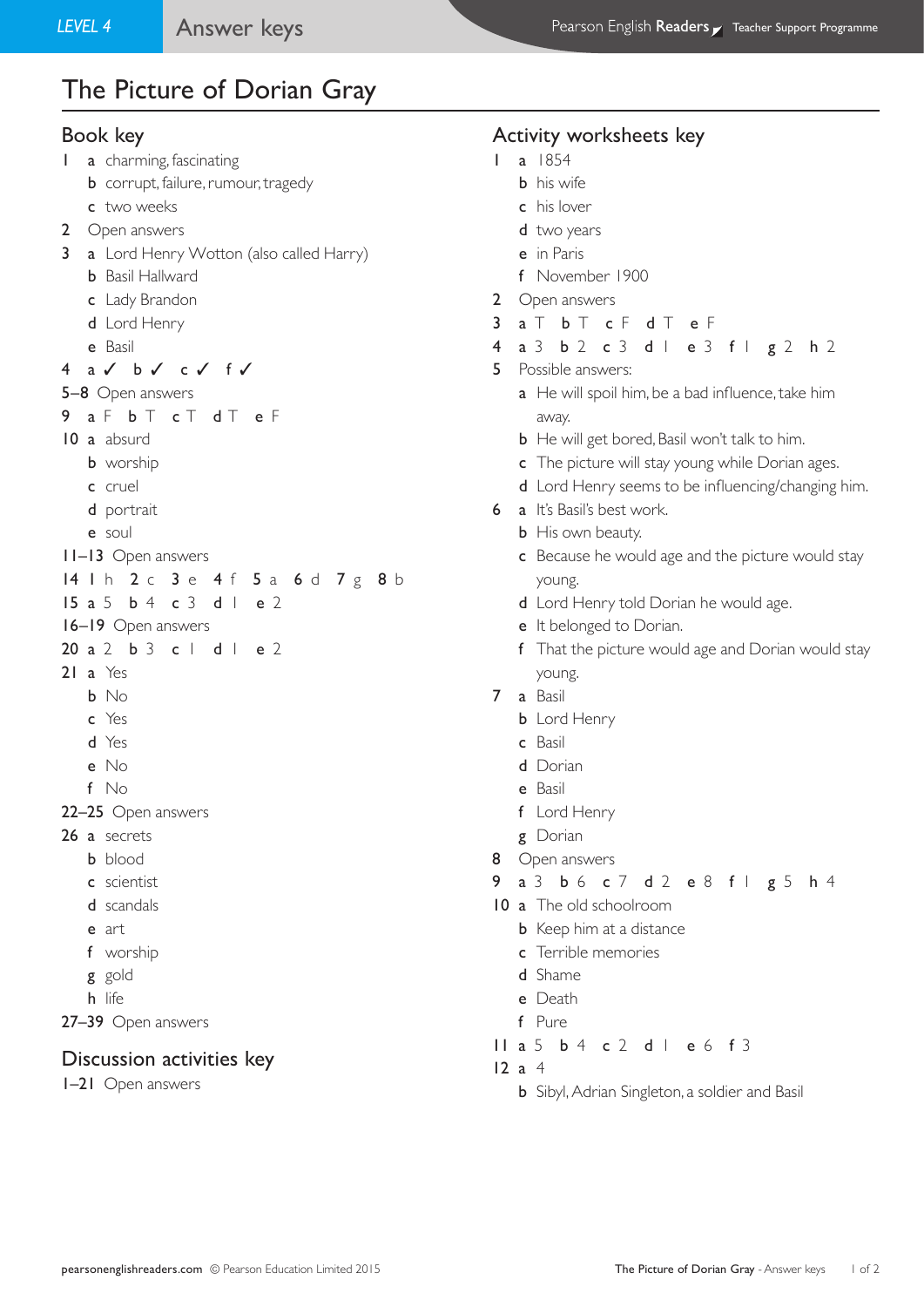# The Picture of Dorian Gray

## Book key

1 a charming, fascinating
   b corrupt, failure, rumour, tragedy
   c two weeks

2 Open answers

3 a Lord Henry Wotton (also called Harry)
   b Basil Hallward
   c Lady Brandon
   d Lord Henry
   e Basil

4 a ✓ b ✓ c ✓ f ✓

5–8 Open answers

9 a F b T c T d T e F

10 a absurd
   b worship
   c cruel
   d portrait
   e soul

11–13 Open answers

14 1 h 2 c 3 e 4 f 5 a 6 d 7 g 8 b

15 a 5 b 4 c 3 d 1 e 2

16–19 Open answers

20 a 2 b 3 c 1 d 1 e 2

21 a Yes
   b No
   c Yes
   d Yes
   e No
   f No

22–25 Open answers

26 a secrets
   b blood
   c scientist
   d scandals
   e art
   f worship
   g gold
   h life

27–39 Open answers

## Discussion activities key

1–21 Open answers

## Activity worksheets key

1 a 1854
   b his wife
   c his lover
   d two years
   e in Paris
   f November 1900

2 Open answers

3 a T b T c F d T e F

4 a 3 b 2 c 3 d 1 e 3 f 1 g 2 h 2

5 Possible answers:
   a He will spoil him, be a bad influence, take him away.
   b He will get bored, Basil won't talk to him.
   c The picture will stay young while Dorian ages.
   d Lord Henry seems to be influencing/changing him.

6 a It's Basil's best work.
   b His own beauty.
   c Because he would age and the picture would stay young.
   d Lord Henry told Dorian he would age.
   e It belonged to Dorian.
   f That the picture would age and Dorian would stay young.

7 a Basil
   b Lord Henry
   c Basil
   d Dorian
   e Basil
   f Lord Henry
   g Dorian

8 Open answers

9 a 3 b 6 c 7 d 2 e 8 f 1 g 5 h 4

10 a The old schoolroom
   b Keep him at a distance
   c Terrible memories
   d Shame
   e Death
   f Pure

11 a 5 b 4 c 2 d 1 e 6 f 3

12 a 4
   b Sibyl, Adrian Singleton, a soldier and Basil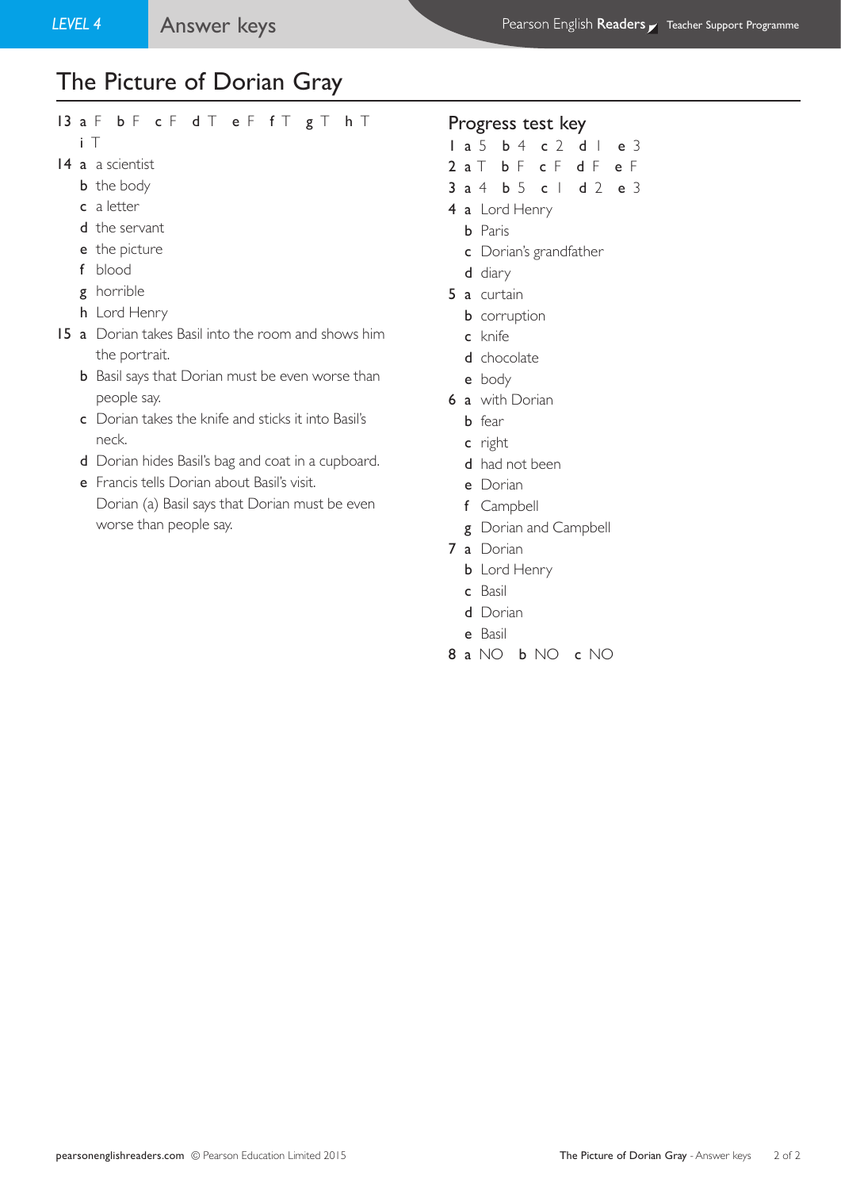# The Picture of Dorian Gray

13 a F  b F  c F  d T  e F  f T  g T  h T  i T

14 a a scientist
  b the body
  c a letter
  d the servant
  e the picture
  f blood
  g horrible
  h Lord Henry

15 a Dorian takes Basil into the room and shows him the portrait.
  b Basil says that Dorian must be even worse than people say.
  c Dorian takes the knife and sticks it into Basil's neck.
  d Dorian hides Basil's bag and coat in a cupboard.
  e Francis tells Dorian about Basil's visit.
  Dorian (a) Basil says that Dorian must be even worse than people say.

## Progress test key

1 a 5  b 4  c 2  d 1  e 3

2 a T  b F  c F  d F  e F

3 a 4  b 5  c 1  d 2  e 3

4 a Lord Henry
  b Paris
  c Dorian's grandfather
  d diary

5 a curtain
  b corruption
  c knife
  d chocolate
  e body

6 a with Dorian
  b fear
  c right
  d had not been
  e Dorian
  f Campbell
  g Dorian and Campbell

7 a Dorian
  b Lord Henry
  c Basil
  d Dorian
  e Basil

8 a NO  b NO  c NO